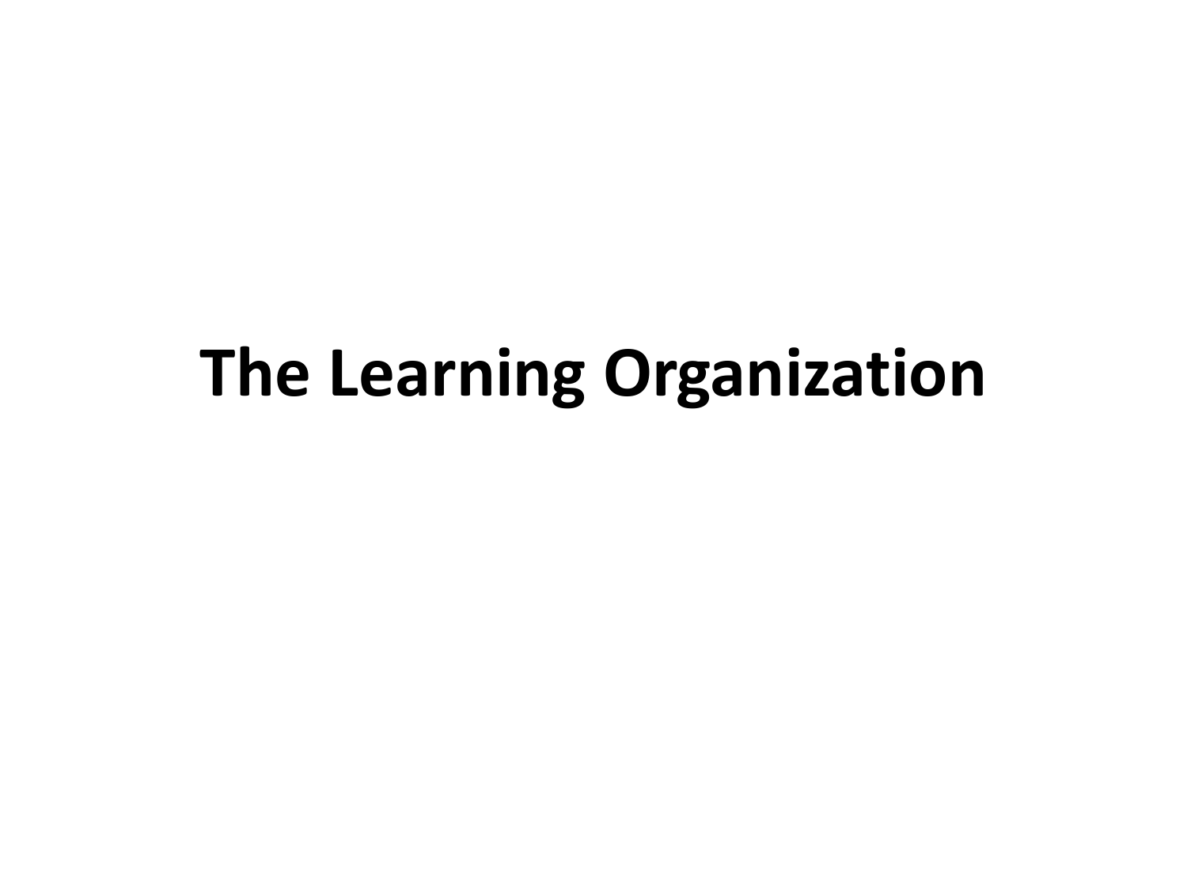# The Learning Organization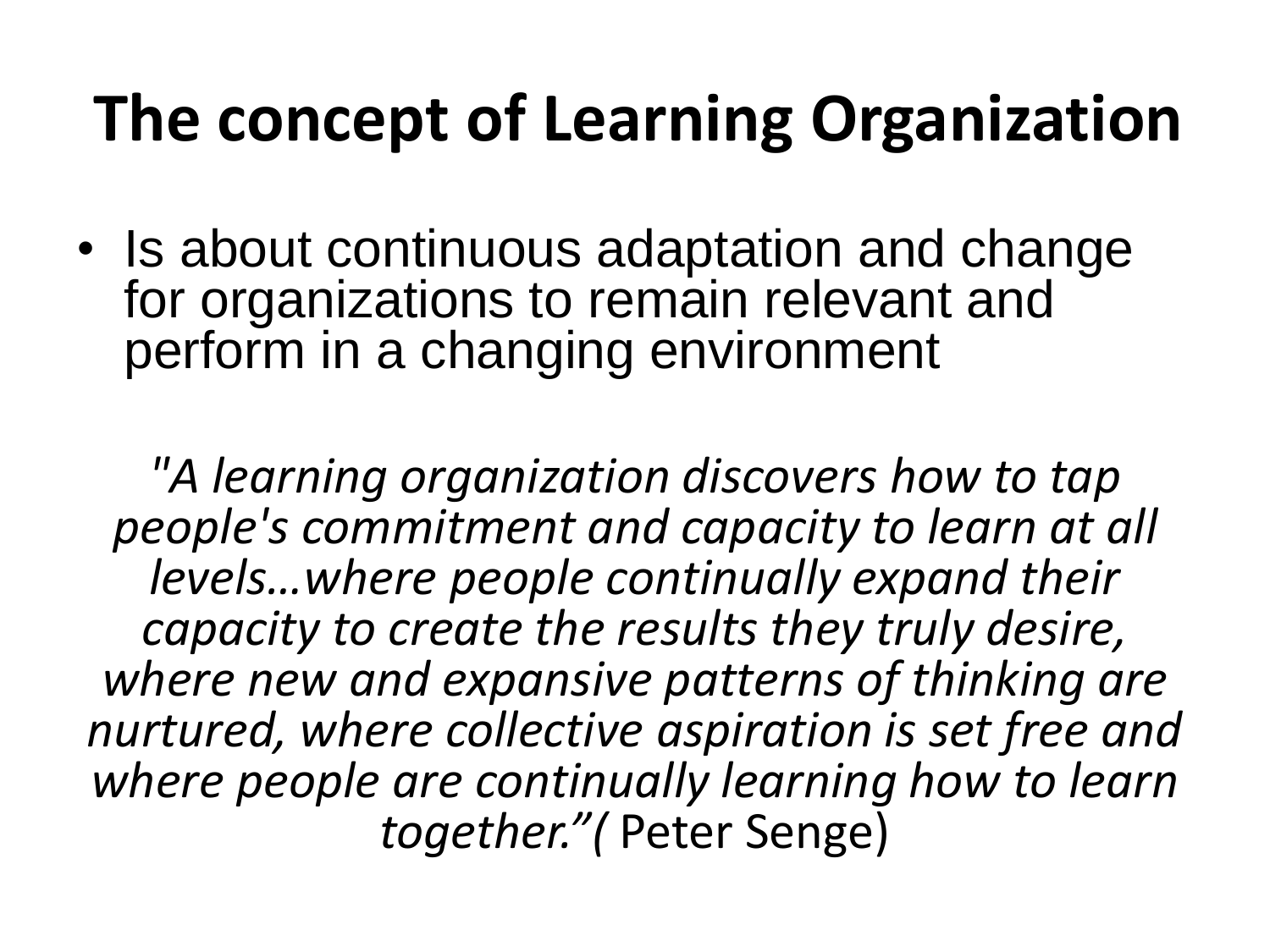# The concept of Learning Organization

- Is about continuous adaptation and change for organizations to remain relevant and perform in a changing environment

*"A learning organization discovers how to tap people's commitment and capacity to learn at all levels…where people continually expand their capacity to create the results they truly desire, where new and expansive patterns of thinking are nurtured, where collective aspiration is set free and where people are continually learning how to learn together."(* Peter Senge)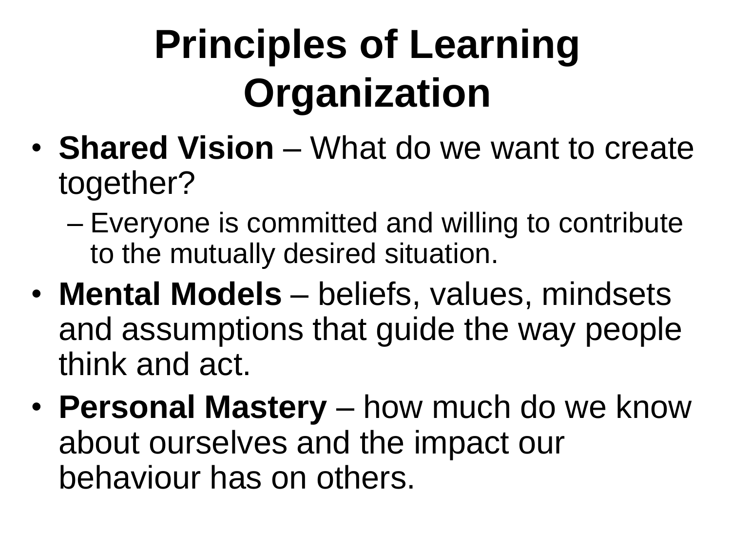# Principles of Learning Organization

- **Shared Vision** – What do we want to create together?
  - Everyone is committed and willing to contribute to the mutually desired situation.
- **Mental Models** – beliefs, values, mindsets and assumptions that guide the way people think and act.
- **Personal Mastery** – how much do we know about ourselves and the impact our behaviour has on others.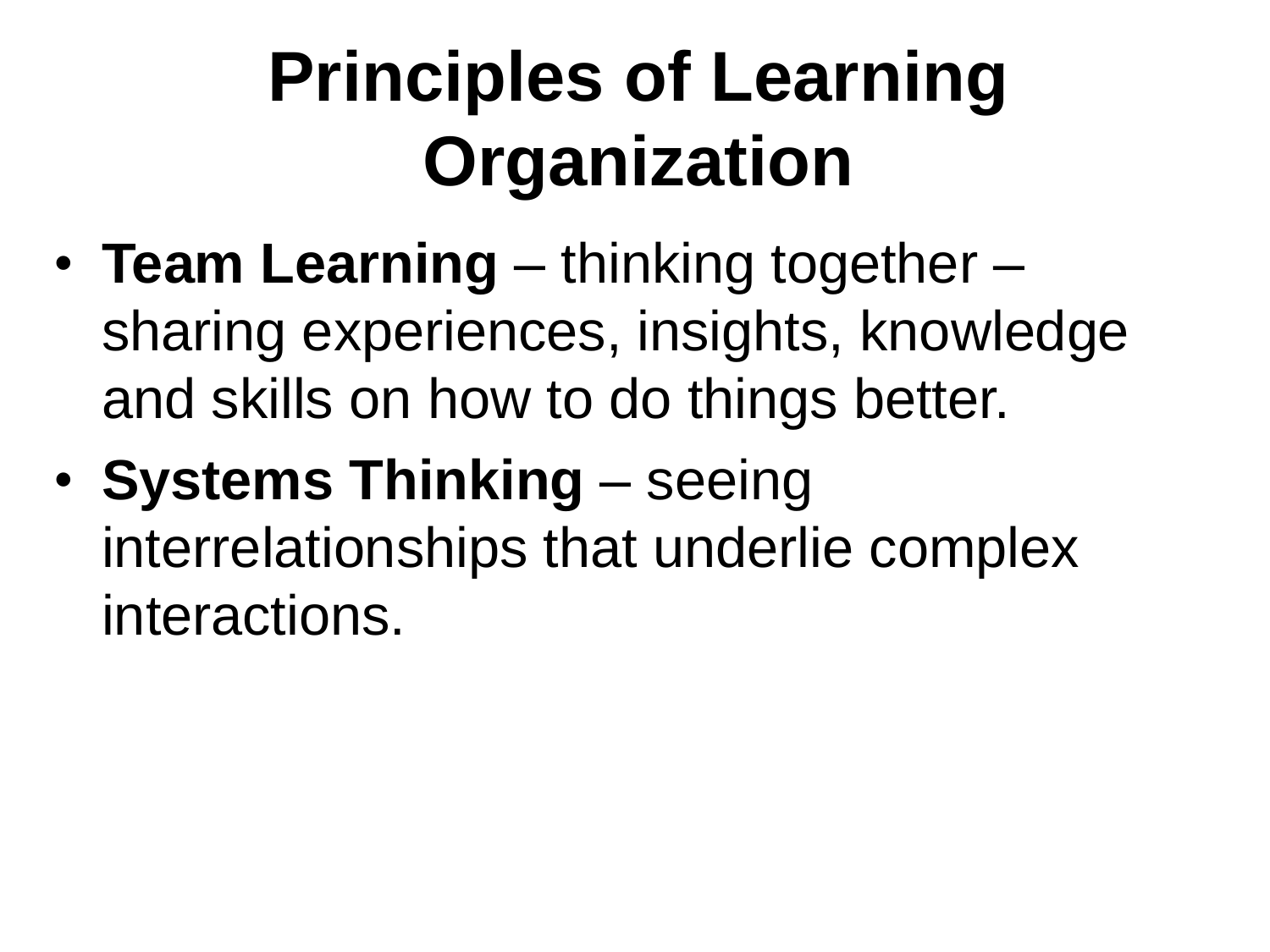# Principles of Learning Organization

- **Team Learning** – thinking together – sharing experiences, insights, knowledge and skills on how to do things better.
- **Systems Thinking** – seeing interrelationships that underlie complex interactions.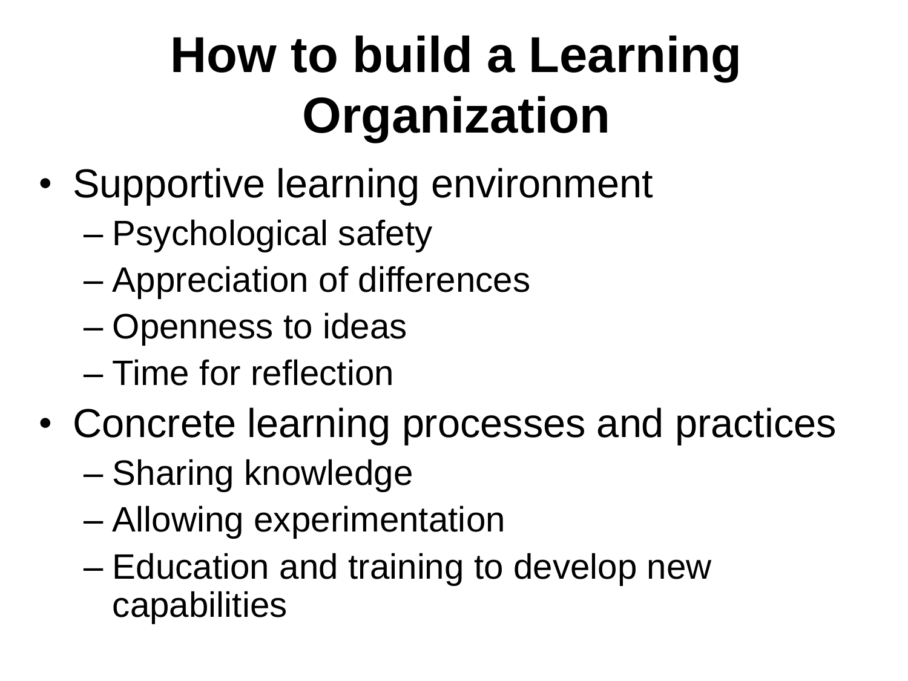# How to build a Learning Organization

- Supportive learning environment
  - Psychological safety
  - Appreciation of differences
  - Openness to ideas
  - Time for reflection
- Concrete learning processes and practices
  - Sharing knowledge
  - Allowing experimentation
  - Education and training to develop new capabilities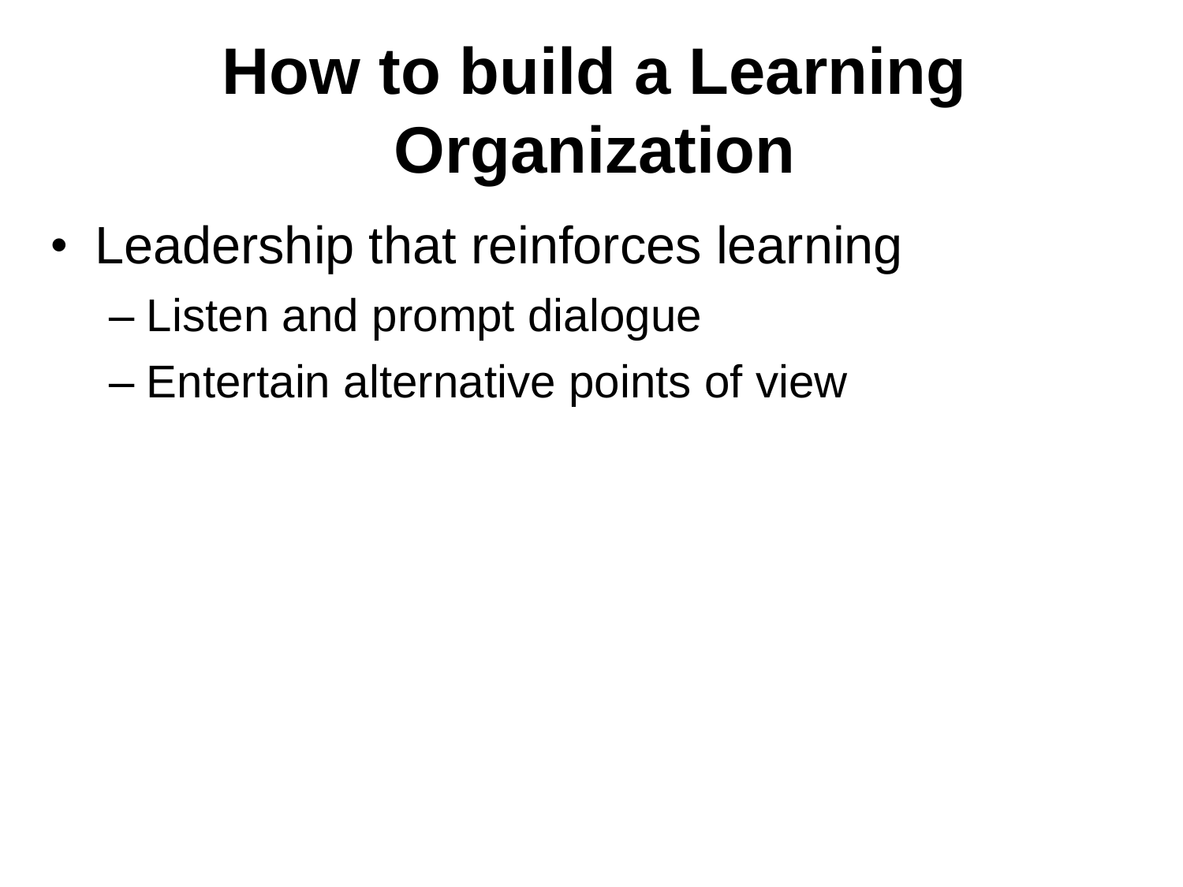# How to build a Learning Organization

- Leadership that reinforces learning
  - Listen and prompt dialogue
  - Entertain alternative points of view